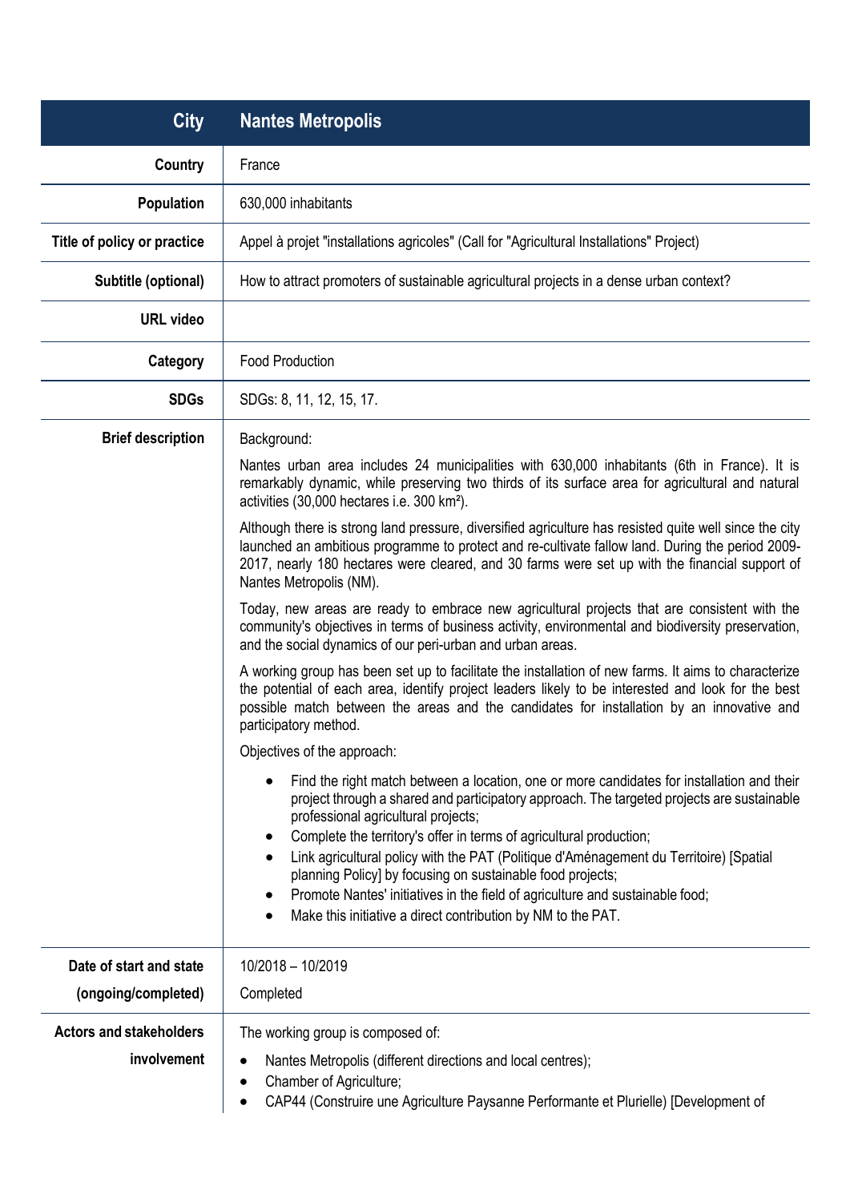| City | Nantes Metropolis |
| --- | --- |
| Country | France |
| Population | 630,000 inhabitants |
| Title of policy or practice | Appel à projet "installations agricoles" (Call for "Agricultural Installations" Project) |
| Subtitle (optional) | How to attract promoters of sustainable agricultural projects in a dense urban context? |
| URL video | |
| Category | Food Production |
| SDGs | SDGs: 8, 11, 12, 15, 17. |
| Brief description | Background:<br><br>Nantes urban area includes 24 municipalities with 630,000 inhabitants (6th in France). It is remarkably dynamic, while preserving two thirds of its surface area for agricultural and natural activities (30,000 hectares i.e. 300 km²).<br><br>Although there is strong land pressure, diversified agriculture has resisted quite well since the city launched an ambitious programme to protect and re-cultivate fallow land. During the period 2009-2017, nearly 180 hectares were cleared, and 30 farms were set up with the financial support of Nantes Metropolis (NM).<br><br>Today, new areas are ready to embrace new agricultural projects that are consistent with the community's objectives in terms of business activity, environmental and biodiversity preservation, and the social dynamics of our peri-urban and urban areas.<br><br>A working group has been set up to facilitate the installation of new farms. It aims to characterize the potential of each area, identify project leaders likely to be interested and look for the best possible match between the areas and the candidates for installation by an innovative and participatory method.<br><br>Objectives of the approach:<br><br>• Find the right match between a location, one or more candidates for installation and their project through a shared and participatory approach. The targeted projects are sustainable professional agricultural projects;<br>• Complete the territory's offer in terms of agricultural production;<br>• Link agricultural policy with the PAT (Politique d'Aménagement du Territoire) [Spatial planning Policy] by focusing on sustainable food projects;<br>• Promote Nantes' initiatives in the field of agriculture and sustainable food;<br>• Make this initiative a direct contribution by NM to the PAT. |
| Date of start and state (ongoing/completed) | 10/2018 – 10/2019<br><br>Completed |
| Actors and stakeholders involvement | The working group is composed of:<br><br>• Nantes Metropolis (different directions and local centres);<br>• Chamber of Agriculture;<br>• CAP44 (Construire une Agriculture Paysanne Performante et Plurielle) [Development of |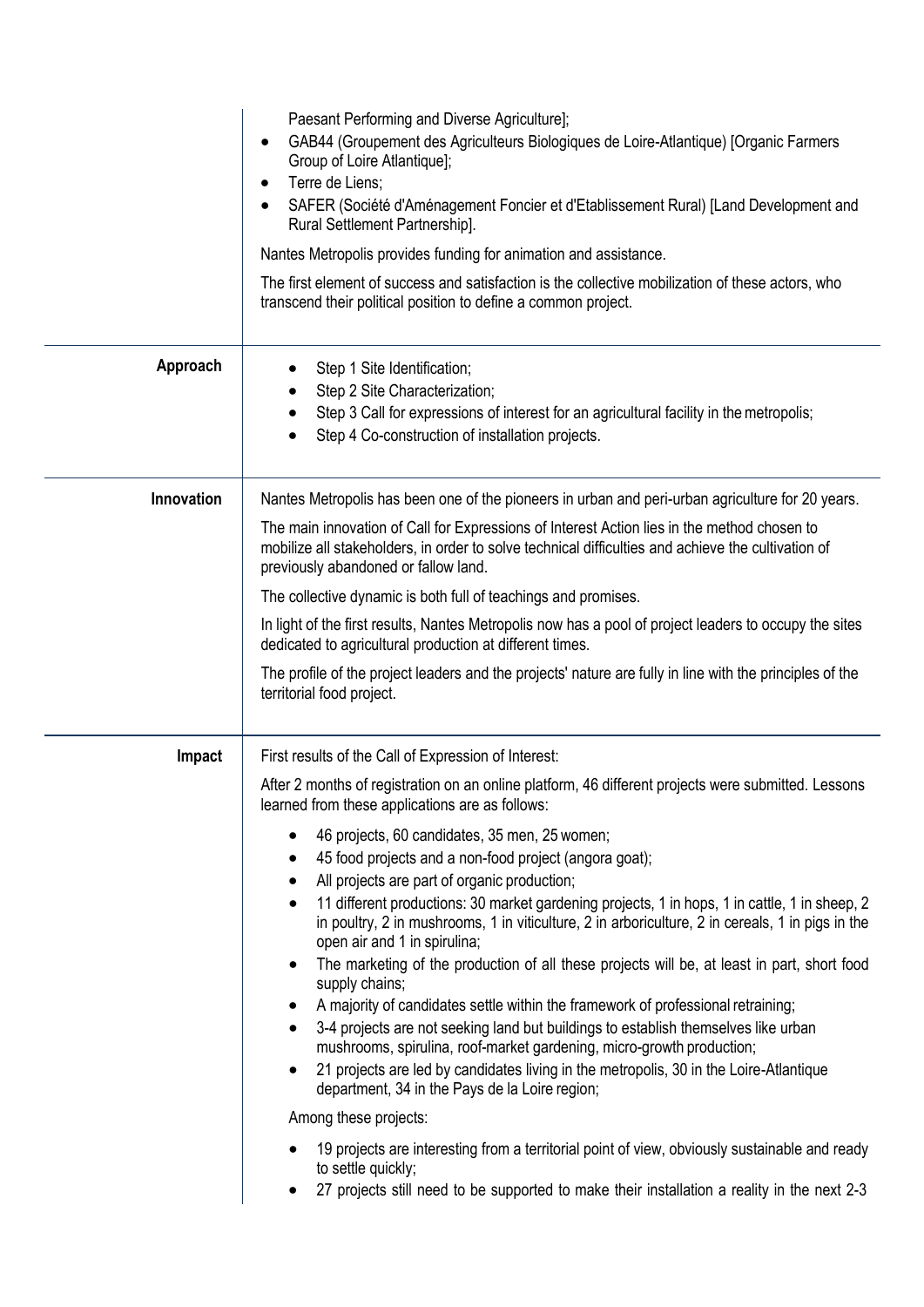| | |
|---|---|
| | Paesant Performing and Diverse Agriculture]; <br>• GAB44 (Groupement des Agriculteurs Biologiques de Loire-Atlantique) [Organic Farmers Group of Loire Atlantique]; <br>• Terre de Liens; <br>• SAFER (Société d'Aménagement Foncier et d'Etablissement Rural) [Land Development and Rural Settlement Partnership]. <br><br>Nantes Metropolis provides funding for animation and assistance. <br><br>The first element of success and satisfaction is the collective mobilization of these actors, who transcend their political position to define a common project. |
| **Approach** | • Step 1 Site Identification; <br>• Step 2 Site Characterization; <br>• Step 3 Call for expressions of interest for an agricultural facility in the metropolis; <br>• Step 4 Co-construction of installation projects. |
| **Innovation** | Nantes Metropolis has been one of the pioneers in urban and peri-urban agriculture for 20 years. <br><br>The main innovation of Call for Expressions of Interest Action lies in the method chosen to mobilize all stakeholders, in order to solve technical difficulties and achieve the cultivation of previously abandoned or fallow land. <br><br>The collective dynamic is both full of teachings and promises. <br><br>In light of the first results, Nantes Metropolis now has a pool of project leaders to occupy the sites dedicated to agricultural production at different times. <br><br>The profile of the project leaders and the projects' nature are fully in line with the principles of the territorial food project. |
| **Impact** | First results of the Call of Expression of Interest: <br><br>After 2 months of registration on an online platform, 46 different projects were submitted. Lessons learned from these applications are as follows: <br><br>• 46 projects, 60 candidates, 35 men, 25 women; <br>• 45 food projects and a non-food project (angora goat); <br>• All projects are part of organic production; <br>• 11 different productions: 30 market gardening projects, 1 in hops, 1 in cattle, 1 in sheep, 2 in poultry, 2 in mushrooms, 1 in viticulture, 2 in arboriculture, 2 in cereals, 1 in pigs in the open air and 1 in spirulina; <br>• The marketing of the production of all these projects will be, at least in part, short food supply chains; <br>• A majority of candidates settle within the framework of professional retraining; <br>• 3-4 projects are not seeking land but buildings to establish themselves like urban mushrooms, spirulina, roof-market gardening, micro-growth production; <br>• 21 projects are led by candidates living in the metropolis, 30 in the Loire-Atlantique department, 34 in the Pays de la Loire region; <br><br>Among these projects: <br><br>• 19 projects are interesting from a territorial point of view, obviously sustainable and ready to settle quickly; <br>• 27 projects still need to be supported to make their installation a reality in the next 2-3 |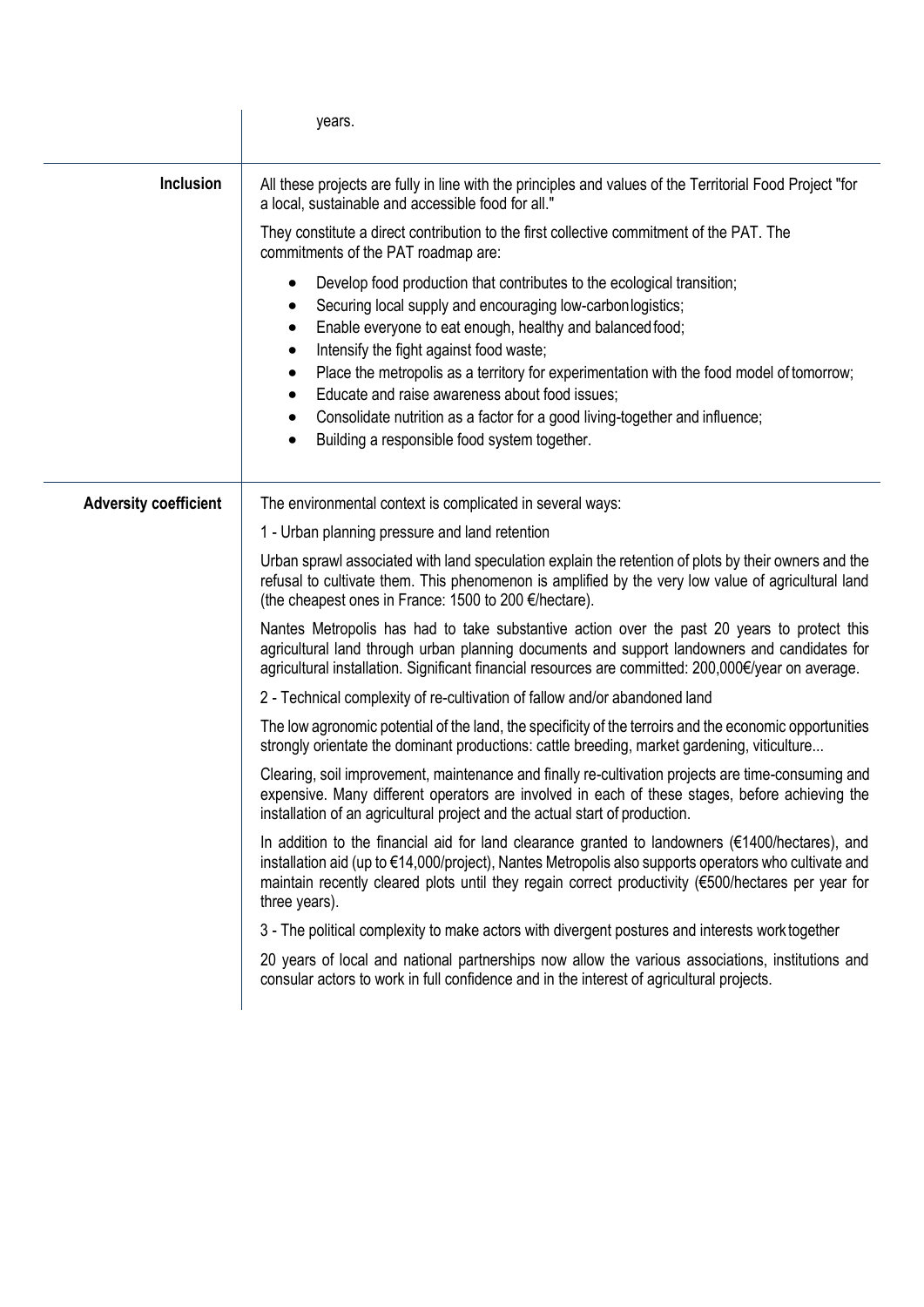| | |
|---|---|
| | years. |
| **Inclusion** | All these projects are fully in line with the principles and values of the Territorial Food Project "for a local, sustainable and accessible food for all."<br><br>They constitute a direct contribution to the first collective commitment of the PAT. The commitments of the PAT roadmap are:<br><br>• Develop food production that contributes to the ecological transition;<br>• Securing local supply and encouraging low-carbon logistics;<br>• Enable everyone to eat enough, healthy and balanced food;<br>• Intensify the fight against food waste;<br>• Place the metropolis as a territory for experimentation with the food model of tomorrow;<br>• Educate and raise awareness about food issues;<br>• Consolidate nutrition as a factor for a good living-together and influence;<br>• Building a responsible food system together. |
| **Adversity coefficient** | The environmental context is complicated in several ways:<br><br>1 - Urban planning pressure and land retention<br><br>Urban sprawl associated with land speculation explain the retention of plots by their owners and the refusal to cultivate them. This phenomenon is amplified by the very low value of agricultural land (the cheapest ones in France: 1500 to 200 €/hectare).<br><br>Nantes Metropolis has had to take substantive action over the past 20 years to protect this agricultural land through urban planning documents and support landowners and candidates for agricultural installation. Significant financial resources are committed: 200,000€/year on average.<br><br>2 - Technical complexity of re-cultivation of fallow and/or abandoned land<br><br>The low agronomic potential of the land, the specificity of the terroirs and the economic opportunities strongly orientate the dominant productions: cattle breeding, market gardening, viticulture...<br><br>Clearing, soil improvement, maintenance and finally re-cultivation projects are time-consuming and expensive. Many different operators are involved in each of these stages, before achieving the installation of an agricultural project and the actual start of production.<br><br>In addition to the financial aid for land clearance granted to landowners (€1400/hectares), and installation aid (up to €14,000/project), Nantes Metropolis also supports operators who cultivate and maintain recently cleared plots until they regain correct productivity (€500/hectares per year for three years).<br><br>3 - The political complexity to make actors with divergent postures and interests work together<br><br>20 years of local and national partnerships now allow the various associations, institutions and consular actors to work in full confidence and in the interest of agricultural projects. |